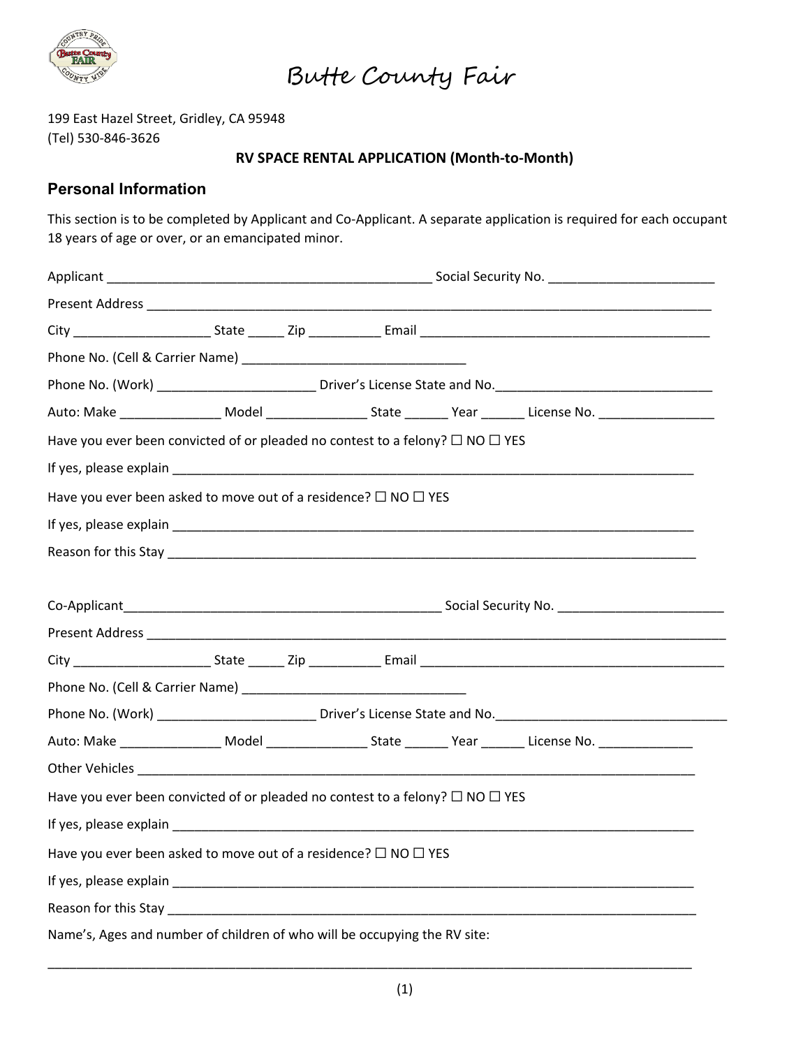# Butte County Fair

199 East Hazel Street, Gridley, CA 95948
(Tel) 530-846-3626

**RV SPACE RENTAL APPLICATION (Month-to-Month)**

## Personal Information

This section is to be completed by Applicant and Co-Applicant. A separate application is required for each occupant 18 years of age or over, or an emancipated minor.

Applicant _______________________________________________ Social Security No. ________________________

Present Address ___________________________________________________________________________________

City ___________________ State _____ Zip __________ Email _________________________________________

Phone No. (Cell & Carrier Name) _______________________________

Phone No. (Work) ______________________ Driver's License State and No._______________________________

Auto: Make ______________ Model ______________ State ______ Year ______ License No. ________________

Have you ever been convicted of or pleaded no contest to a felony? ☐ NO ☐ YES

If yes, please explain ___________________________________________________________________________

Have you ever been asked to move out of a residence? ☐ NO ☐ YES

If yes, please explain ___________________________________________________________________________

Reason for this Stay ____________________________________________________________________________

Co-Applicant_____________________________________________ Social Security No. ________________________

Present Address ___________________________________________________________________________________

City ___________________ State _____ Zip __________ Email _____________________________________________

Phone No. (Cell & Carrier Name) _______________________________

Phone No. (Work) ______________________ Driver's License State and No._________________________________

Auto: Make ______________ Model ______________ State ______ Year ______ License No. _____________

Other Vehicles ________________________________________________________________________________

Have you ever been convicted of or pleaded no contest to a felony? ☐ NO ☐ YES

If yes, please explain ___________________________________________________________________________

Have you ever been asked to move out of a residence? ☐ NO ☐ YES

If yes, please explain ___________________________________________________________________________

Reason for this Stay ____________________________________________________________________________

Name's, Ages and number of children of who will be occupying the RV site:

_______________________________________________________________________________________________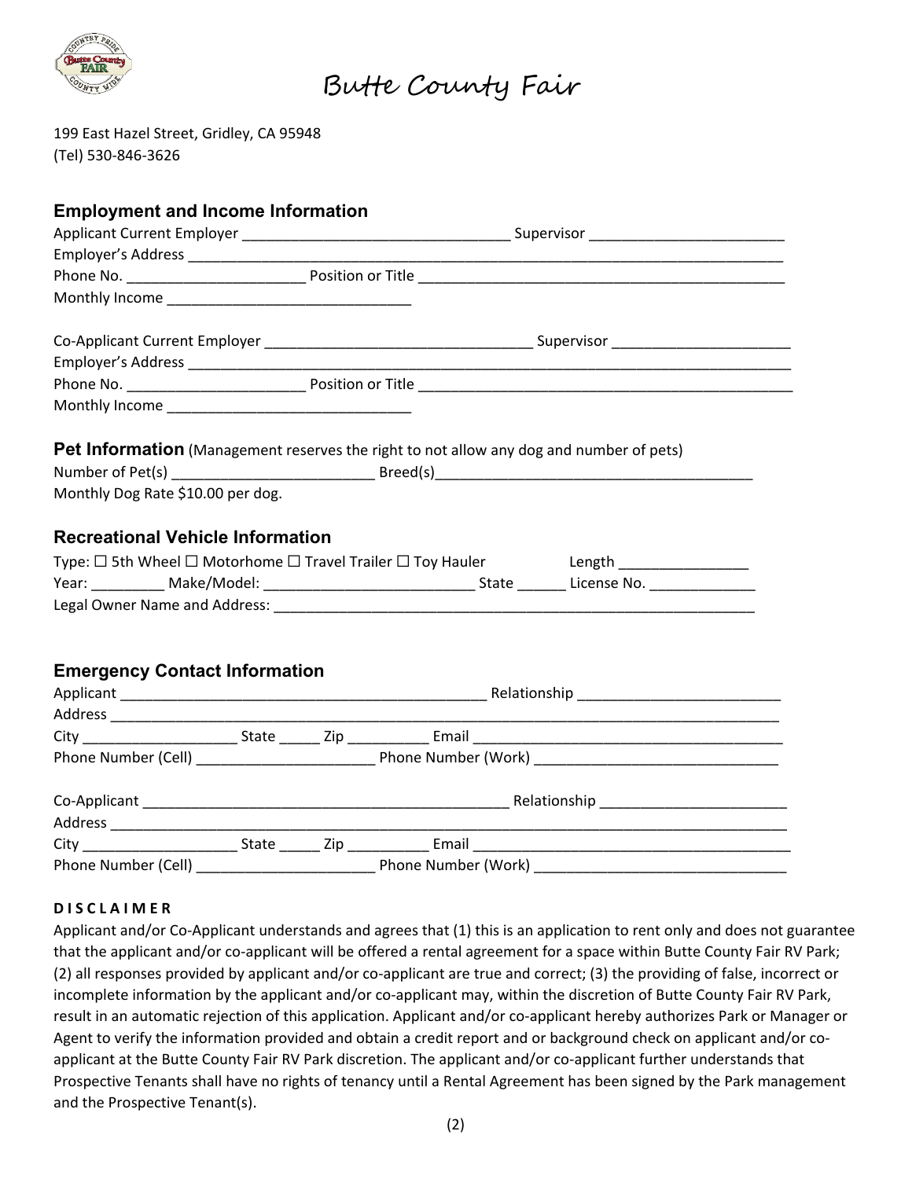# Butte County Fair

199 East Hazel Street, Gridley, CA 95948
(Tel) 530-846-3626

## Employment and Income Information

Applicant Current Employer ________________________________ Supervisor ________________________
Employer's Address ______________________________________________________________________________
Phone No. ______________________ Position or Title ______________________________________________
Monthly Income ______________________________

Co-Applicant Current Employer _________________________________ Supervisor ______________________
Employer's Address ______________________________________________________________________________
Phone No. ______________________ Position or Title ______________________________________________
Monthly Income ______________________________

## Pet Information (Management reserves the right to not allow any dog and number of pets)

Number of Pet(s) _________________________ Breed(s)_______________________________________
Monthly Dog Rate $10.00 per dog.

## Recreational Vehicle Information

Type: ☐ 5th Wheel ☐ Motorhome ☐ Travel Trailer ☐ Toy Hauler Length ________________
Year: _________ Make/Model: __________________________ State ______ License No. _____________
Legal Owner Name and Address: _____________________________________________________________

## Emergency Contact Information

Applicant ______________________________________________ Relationship _________________________
Address _________________________________________________________________________________________
City ___________________ State _____ Zip __________ Email ______________________________________
Phone Number (Cell) ______________________ Phone Number (Work) ______________________________

Co-Applicant ______________________________________________ Relationship _______________________
Address _________________________________________________________________________________________
City ___________________ State _____ Zip __________ Email ______________________________________
Phone Number (Cell) ______________________ Phone Number (Work) ______________________________

**DISCLAIMER**

Applicant and/or Co-Applicant understands and agrees that (1) this is an application to rent only and does not guarantee that the applicant and/or co-applicant will be offered a rental agreement for a space within Butte County Fair RV Park; (2) all responses provided by applicant and/or co-applicant are true and correct; (3) the providing of false, incorrect or incomplete information by the applicant and/or co-applicant may, within the discretion of Butte County Fair RV Park, result in an automatic rejection of this application. Applicant and/or co-applicant hereby authorizes Park or Manager or Agent to verify the information provided and obtain a credit report and or background check on applicant and/or co-applicant at the Butte County Fair RV Park discretion. The applicant and/or co-applicant further understands that Prospective Tenants shall have no rights of tenancy until a Rental Agreement has been signed by the Park management and the Prospective Tenant(s).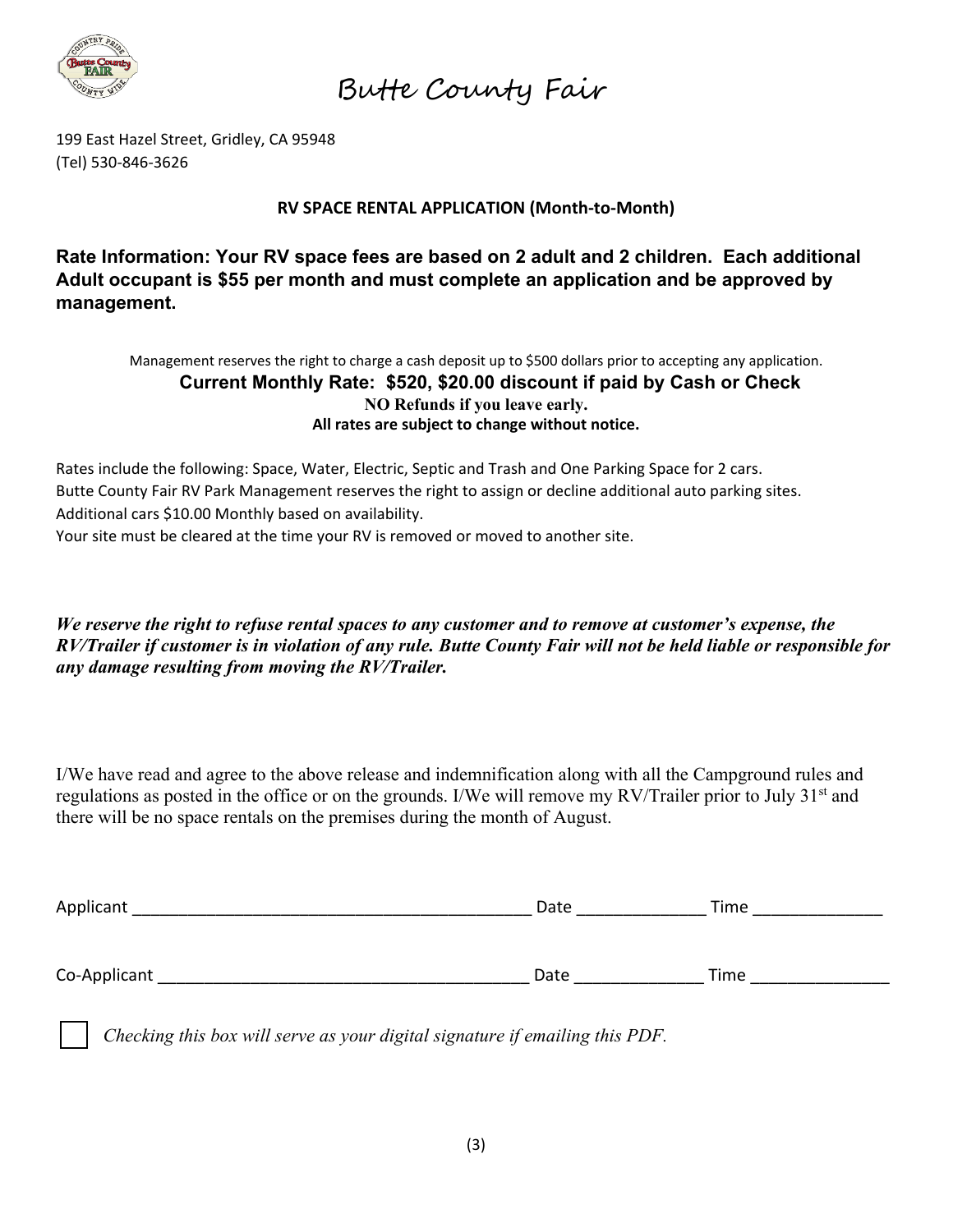# Butte County Fair

199 East Hazel Street, Gridley, CA 95948
(Tel) 530-846-3626

**RV SPACE RENTAL APPLICATION (Month-to-Month)**

**Rate Information: Your RV space fees are based on 2 adult and 2 children. Each additional Adult occupant is $55 per month and must complete an application and be approved by management.**

Management reserves the right to charge a cash deposit up to $500 dollars prior to accepting any application.

**Current Monthly Rate: $520, $20.00 discount if paid by Cash or Check**

**NO Refunds if you leave early.**

**All rates are subject to change without notice.**

Rates include the following: Space, Water, Electric, Septic and Trash and One Parking Space for 2 cars.
Butte County Fair RV Park Management reserves the right to assign or decline additional auto parking sites.
Additional cars $10.00 Monthly based on availability.
Your site must be cleared at the time your RV is removed or moved to another site.

***We reserve the right to refuse rental spaces to any customer and to remove at customer's expense, the RV/Trailer if customer is in violation of any rule. Butte County Fair will not be held liable or responsible for any damage resulting from moving the RV/Trailer.***

I/We have read and agree to the above release and indemnification along with all the Campground rules and regulations as posted in the office or on the grounds. I/We will remove my RV/Trailer prior to July 31st and there will be no space rentals on the premises during the month of August.

Applicant ____________________________________________ Date ______________ Time ______________

Co-Applicant ________________________________________ Date ______________ Time _______________

☐ *Checking this box will serve as your digital signature if emailing this PDF.*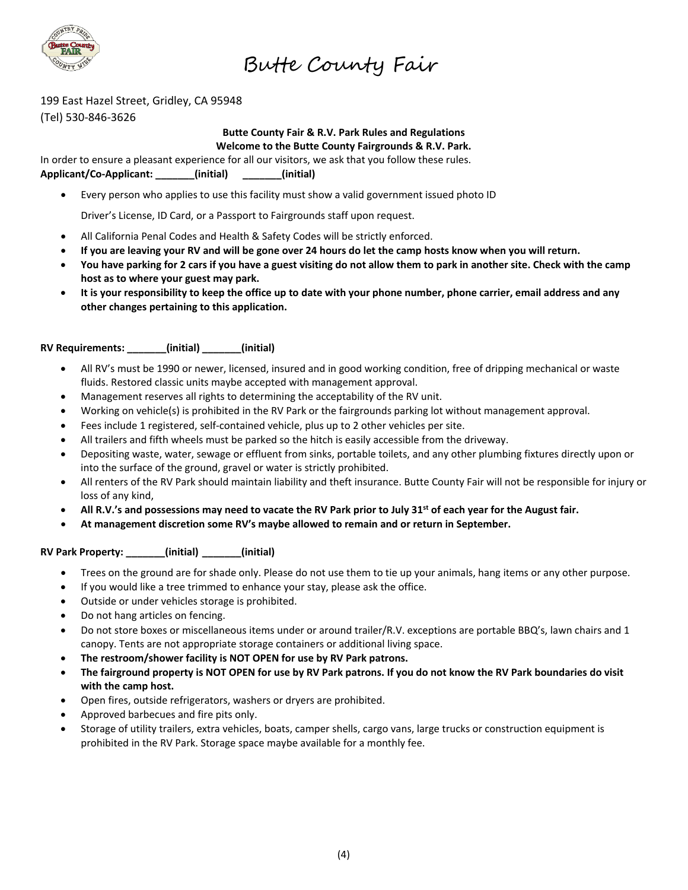# Butte County Fair

199 East Hazel Street, Gridley, CA 95948

(Tel) 530-846-3626

**Butte County Fair & R.V. Park Rules and Regulations**

**Welcome to the Butte County Fairgrounds & R.V. Park.**

In order to ensure a pleasant experience for all our visitors, we ask that you follow these rules.

**Applicant/Co-Applicant: _______(initial) _______(initial)**

- Every person who applies to use this facility must show a valid government issued photo ID

  Driver's License, ID Card, or a Passport to Fairgrounds staff upon request.
- All California Penal Codes and Health & Safety Codes will be strictly enforced.
- **If you are leaving your RV and will be gone over 24 hours do let the camp hosts know when you will return.**
- **You have parking for 2 cars if you have a guest visiting do not allow them to park in another site. Check with the camp host as to where your guest may park.**
- **It is your responsibility to keep the office up to date with your phone number, phone carrier, email address and any other changes pertaining to this application.**

**RV Requirements: _______(initial) _______(initial)**

- All RV's must be 1990 or newer, licensed, insured and in good working condition, free of dripping mechanical or waste fluids. Restored classic units maybe accepted with management approval.
- Management reserves all rights to determining the acceptability of the RV unit.
- Working on vehicle(s) is prohibited in the RV Park or the fairgrounds parking lot without management approval.
- Fees include 1 registered, self-contained vehicle, plus up to 2 other vehicles per site.
- All trailers and fifth wheels must be parked so the hitch is easily accessible from the driveway.
- Depositing waste, water, sewage or effluent from sinks, portable toilets, and any other plumbing fixtures directly upon or into the surface of the ground, gravel or water is strictly prohibited.
- All renters of the RV Park should maintain liability and theft insurance. Butte County Fair will not be responsible for injury or loss of any kind,
- **All R.V.'s and possessions may need to vacate the RV Park prior to July 31st of each year for the August fair.**
- **At management discretion some RV's maybe allowed to remain and or return in September.**

**RV Park Property: _______(initial) _______(initial)**

- Trees on the ground are for shade only. Please do not use them to tie up your animals, hang items or any other purpose.
- If you would like a tree trimmed to enhance your stay, please ask the office.
- Outside or under vehicles storage is prohibited.
- Do not hang articles on fencing.
- Do not store boxes or miscellaneous items under or around trailer/R.V. exceptions are portable BBQ's, lawn chairs and 1 canopy. Tents are not appropriate storage containers or additional living space.
- **The restroom/shower facility is NOT OPEN for use by RV Park patrons.**
- **The fairground property is NOT OPEN for use by RV Park patrons. If you do not know the RV Park boundaries do visit with the camp host.**
- Open fires, outside refrigerators, washers or dryers are prohibited.
- Approved barbecues and fire pits only.
- Storage of utility trailers, extra vehicles, boats, camper shells, cargo vans, large trucks or construction equipment is prohibited in the RV Park. Storage space maybe available for a monthly fee.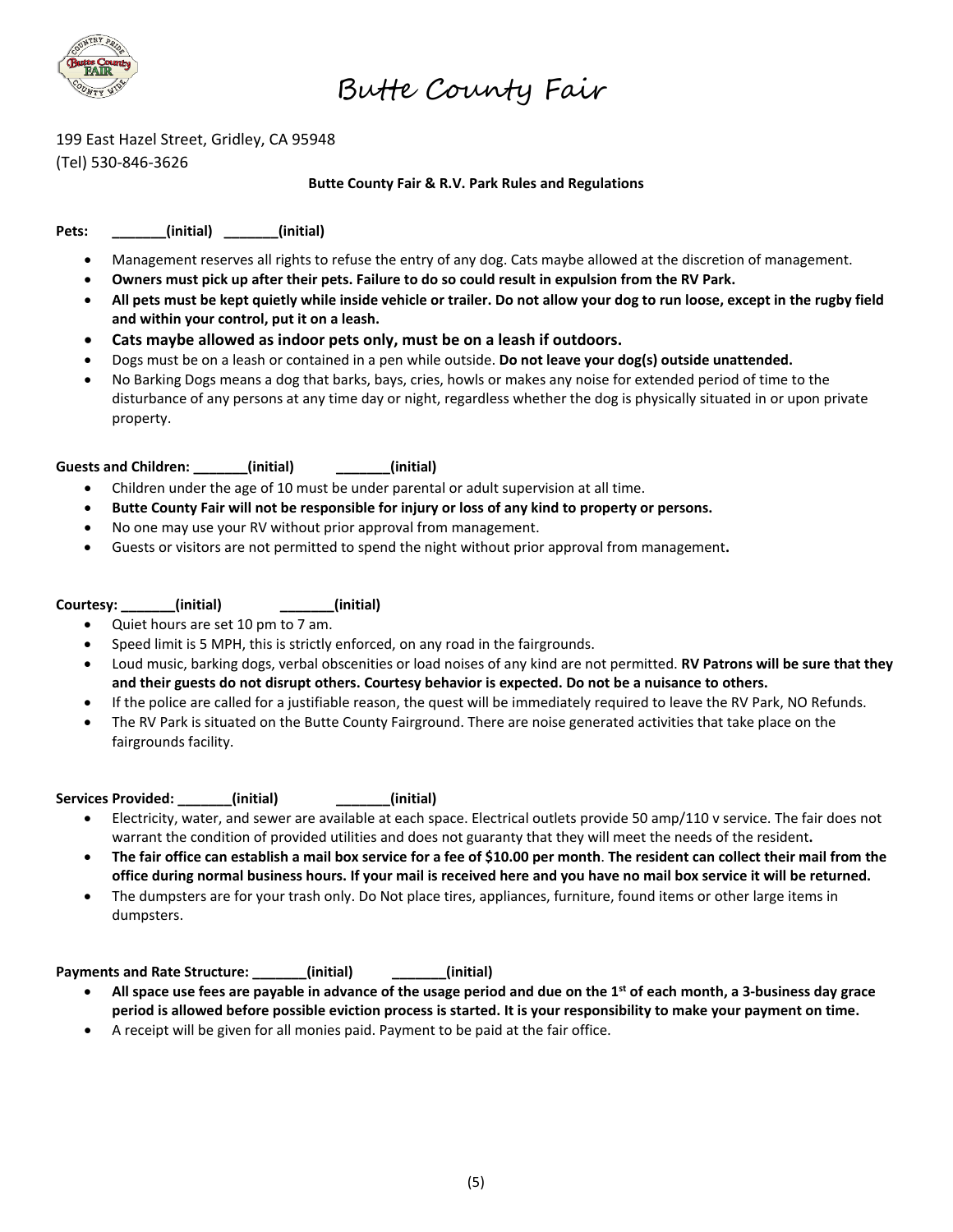# Butte County Fair

199 East Hazel Street, Gridley, CA 95948
(Tel) 530-846-3626

**Butte County Fair & R.V. Park Rules and Regulations**

**Pets: _______(initial) _______(initial)**

- Management reserves all rights to refuse the entry of any dog. Cats maybe allowed at the discretion of management.
- **Owners must pick up after their pets. Failure to do so could result in expulsion from the RV Park.**
- **All pets must be kept quietly while inside vehicle or trailer. Do not allow your dog to run loose, except in the rugby field and within your control, put it on a leash.**
- **Cats maybe allowed as indoor pets only, must be on a leash if outdoors.**
- Dogs must be on a leash or contained in a pen while outside. **Do not leave your dog(s) outside unattended.**
- No Barking Dogs means a dog that barks, bays, cries, howls or makes any noise for extended period of time to the disturbance of any persons at any time day or night, regardless whether the dog is physically situated in or upon private property.

**Guests and Children: _______(initial) _______(initial)**

- Children under the age of 10 must be under parental or adult supervision at all time.
- **Butte County Fair will not be responsible for injury or loss of any kind to property or persons.**
- No one may use your RV without prior approval from management.
- Guests or visitors are not permitted to spend the night without prior approval from management**.**

**Courtesy: _______(initial) _______(initial)**

- Quiet hours are set 10 pm to 7 am.
- Speed limit is 5 MPH, this is strictly enforced, on any road in the fairgrounds.
- Loud music, barking dogs, verbal obscenities or load noises of any kind are not permitted. **RV Patrons will be sure that they and their guests do not disrupt others. Courtesy behavior is expected. Do not be a nuisance to others.**
- If the police are called for a justifiable reason, the quest will be immediately required to leave the RV Park, NO Refunds.
- The RV Park is situated on the Butte County Fairground. There are noise generated activities that take place on the fairgrounds facility.

**Services Provided: _______(initial) _______(initial)**

- Electricity, water, and sewer are available at each space. Electrical outlets provide 50 amp/110 v service. The fair does not warrant the condition of provided utilities and does not guaranty that they will meet the needs of the resident**.**
- **The fair office can establish a mail box service for a fee of $10.00 per month**. **The resident can collect their mail from the office during normal business hours. If your mail is received here and you have no mail box service it will be returned.**
- The dumpsters are for your trash only. Do Not place tires, appliances, furniture, found items or other large items in dumpsters.

**Payments and Rate Structure: _______(initial) _______(initial)**

- **All space use fees are payable in advance of the usage period and due on the 1st of each month, a 3-business day grace period is allowed before possible eviction process is started. It is your responsibility to make your payment on time.**
- A receipt will be given for all monies paid. Payment to be paid at the fair office.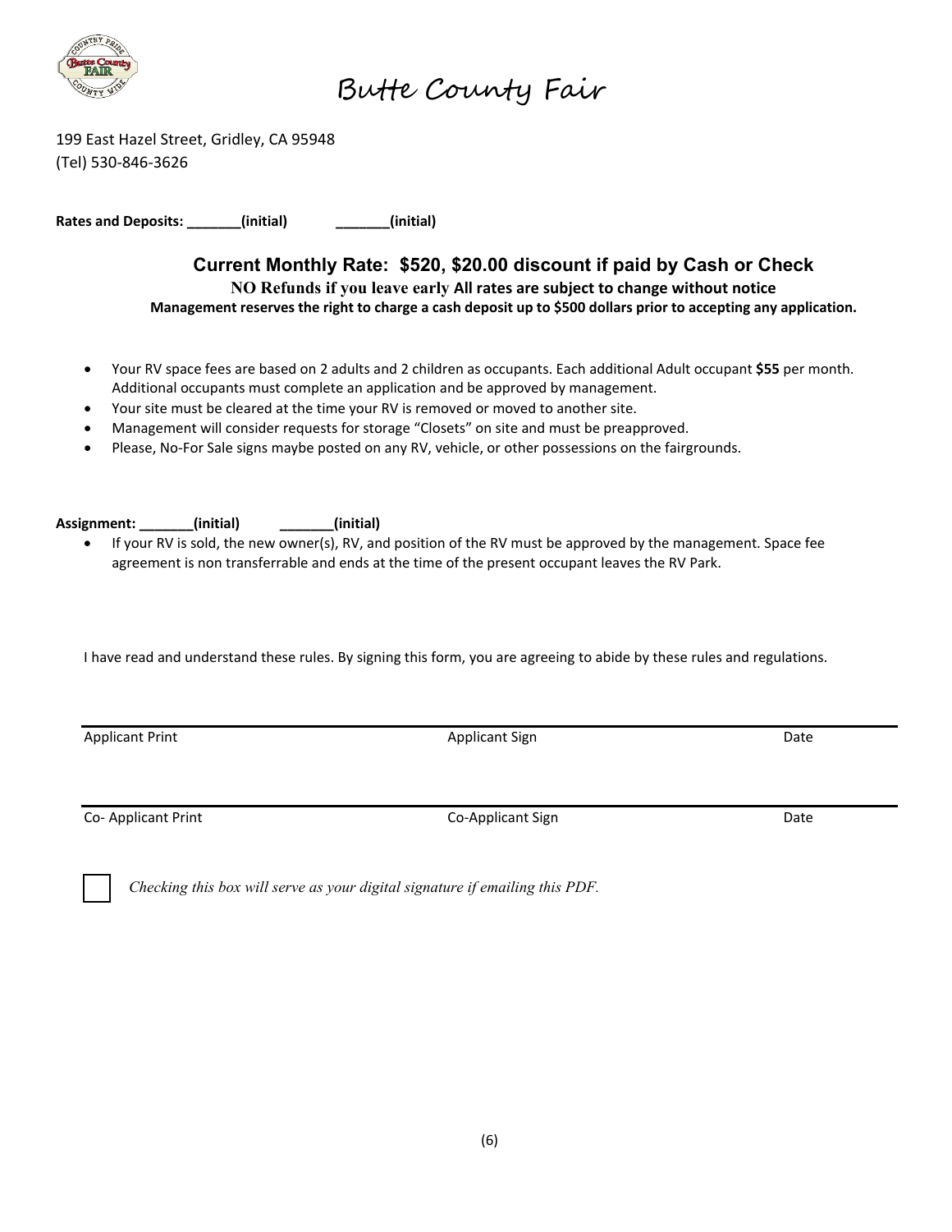# Butte County Fair

199 East Hazel Street, Gridley, CA 95948
(Tel) 530-846-3626

**Rates and Deposits: _______(initial) _______(initial)**

## Current Monthly Rate: $520, $20.00 discount if paid by Cash or Check

**NO Refunds if you leave early All rates are subject to change without notice**

**Management reserves the right to charge a cash deposit up to $500 dollars prior to accepting any application.**

- Your RV space fees are based on 2 adults and 2 children as occupants. Each additional Adult occupant **$55** per month. Additional occupants must complete an application and be approved by management.
- Your site must be cleared at the time your RV is removed or moved to another site.
- Management will consider requests for storage "Closets" on site and must be preapproved.
- Please, No-For Sale signs maybe posted on any RV, vehicle, or other possessions on the fairgrounds.

**Assignment: _______(initial) _______(initial)**

- If your RV is sold, the new owner(s), RV, and position of the RV must be approved by the management. Space fee agreement is non transferrable and ends at the time of the present occupant leaves the RV Park.

I have read and understand these rules. By signing this form, you are agreeing to abide by these rules and regulations.

| Applicant Print | Applicant Sign | Date |
| --- | --- | --- |
| Co- Applicant Print | Co-Applicant Sign | Date |

☐ *Checking this box will serve as your digital signature if emailing this PDF.*